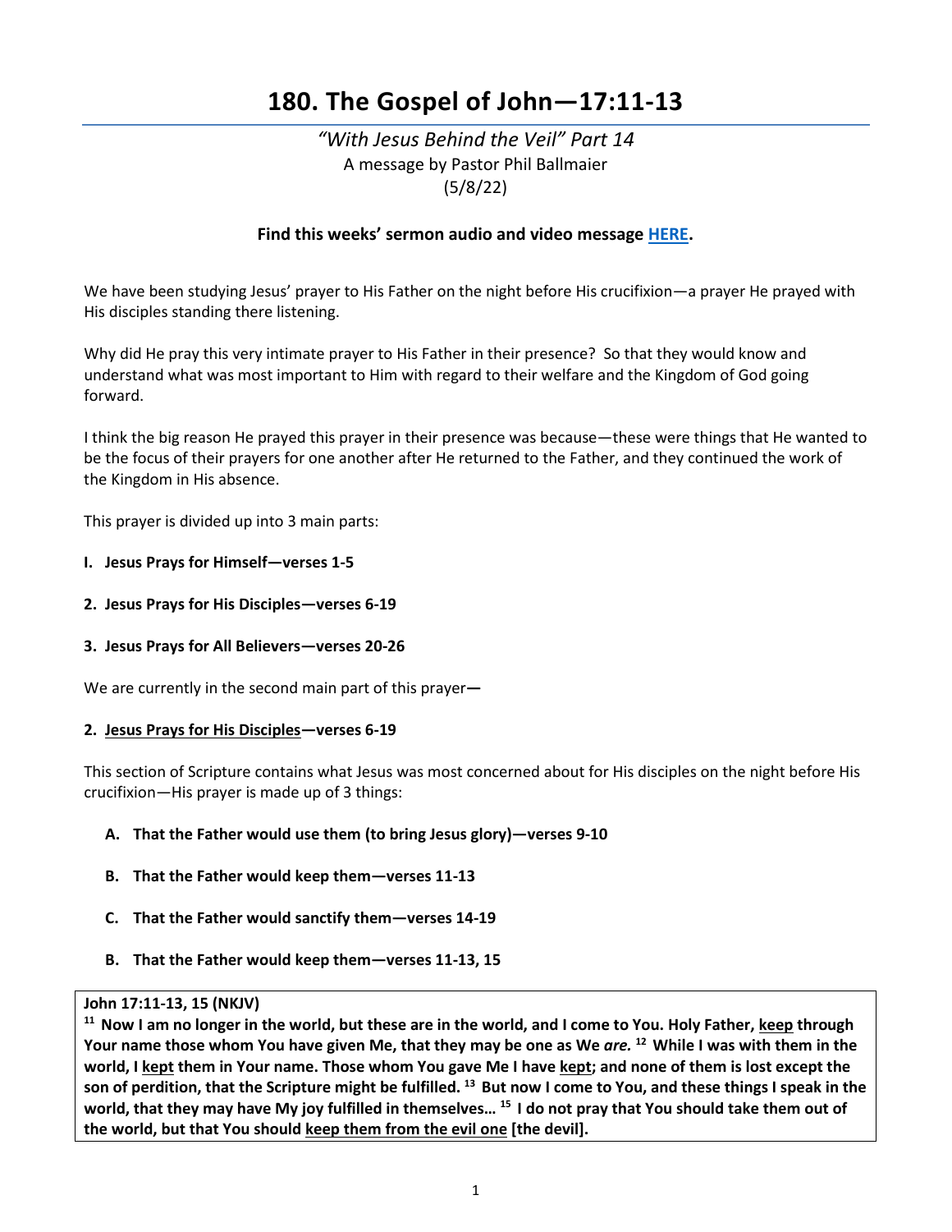# 180. The Gospel of John—17:11-13

*"With Jesus Behind the Veil" Part 14*
A message by Pastor Phil Ballmaier
(5/8/22)

**Find this weeks' sermon audio and video message HERE.**

We have been studying Jesus' prayer to His Father on the night before His crucifixion—a prayer He prayed with His disciples standing there listening.

Why did He pray this very intimate prayer to His Father in their presence? So that they would know and understand what was most important to Him with regard to their welfare and the Kingdom of God going forward.

I think the big reason He prayed this prayer in their presence was because—these were things that He wanted to be the focus of their prayers for one another after He returned to the Father, and they continued the work of the Kingdom in His absence.

This prayer is divided up into 3 main parts:

**I. Jesus Prays for Himself—verses 1-5**

**2. Jesus Prays for His Disciples—verses 6-19**

**3. Jesus Prays for All Believers—verses 20-26**

We are currently in the second main part of this prayer**—**

**2. Jesus Prays for His Disciples—verses 6-19**

This section of Scripture contains what Jesus was most concerned about for His disciples on the night before His crucifixion—His prayer is made up of 3 things:

- **A. That the Father would use them (to bring Jesus glory)—verses 9-10**
- **B. That the Father would keep them—verses 11-13**
- **C. That the Father would sanctify them—verses 14-19**

- **B. That the Father would keep them—verses 11-13, 15**

**John 17:11-13, 15 (NKJV)**
**[11] Now I am no longer in the world, but these are in the world, and I come to You. Holy Father, keep through Your name those whom You have given Me, that they may be one as We *are.* [12] While I was with them in the world, I kept them in Your name. Those whom You gave Me I have kept; and none of them is lost except the son of perdition, that the Scripture might be fulfilled. [13] But now I come to You, and these things I speak in the world, that they may have My joy fulfilled in themselves… [15] I do not pray that You should take them out of the world, but that You should keep them from the evil one [the devil].**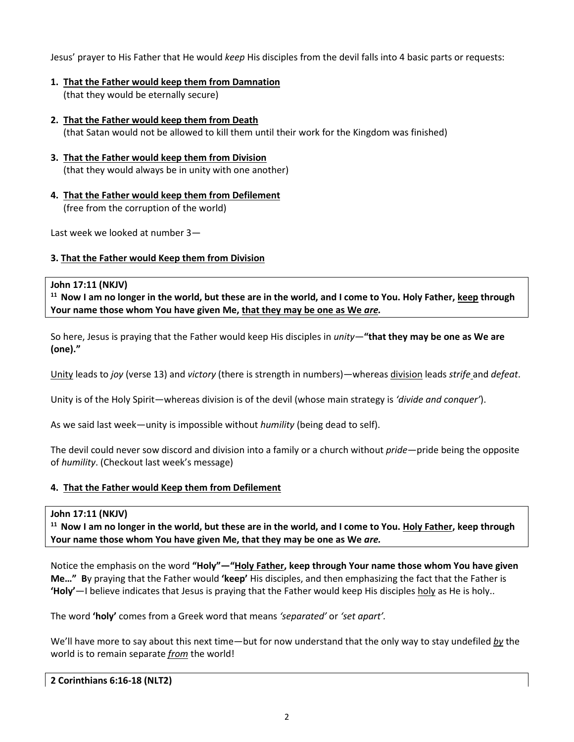Jesus' prayer to His Father that He would *keep* His disciples from the devil falls into 4 basic parts or requests:

1. **<u>That the Father would keep them from Damnation</u>**
   (that they would be eternally secure)

2. **<u>That the Father would keep them from Death</u>**
   (that Satan would not be allowed to kill them until their work for the Kingdom was finished)

3. **<u>That the Father would keep them from Division</u>**
   (that they would always be in unity with one another)

4. **<u>That the Father would keep them from Defilement</u>**
   (free from the corruption of the world)

Last week we looked at number 3—

**3. <u>That the Father would Keep them from Division</u>**

> **John 17:11 (NKJV)**
> **[11] Now I am no longer in the world, but these are in the world, and I come to You. Holy Father, <u>keep</u> through Your name those whom You have given Me, <u>that they may be one as We *are.*</u>**

So here, Jesus is praying that the Father would keep His disciples in *unity*—**"that they may be one as We are (one)."**

<u>Unity</u> leads to *joy* (verse 13) and *victory* (there is strength in numbers)—whereas <u>division</u> leads *strife* and *defeat*.

Unity is of the Holy Spirit—whereas division is of the devil (whose main strategy is *'divide and conquer'*).

As we said last week—unity is impossible without *humility* (being dead to self).

The devil could never sow discord and division into a family or a church without *pride*—pride being the opposite of *humility*. (Checkout last week's message)

**4. <u>That the Father would Keep them from Defilement</u>**

> **John 17:11 (NKJV)**
> **[11] Now I am no longer in the world, but these are in the world, and I come to You. <u>Holy Father</u>, keep through Your name those whom You have given Me, that they may be one as We *are.***

Notice the emphasis on the word **"Holy"—"<u>Holy Father</u>, keep through Your name those whom You have given Me…" B**y praying that the Father would **'keep'** His disciples, and then emphasizing the fact that the Father is **'Holy'**—I believe indicates that Jesus is praying that the Father would keep His disciples <u>holy</u> as He is holy..

The word **'holy'** comes from a Greek word that means *'separated'* or *'set apart'.*

We'll have more to say about this next time—but for now understand that the only way to stay undefiled ***<u>by</u>*** the world is to remain separate ***<u>from</u>*** the world!

> **2 Corinthians 6:16-18 (NLT2)**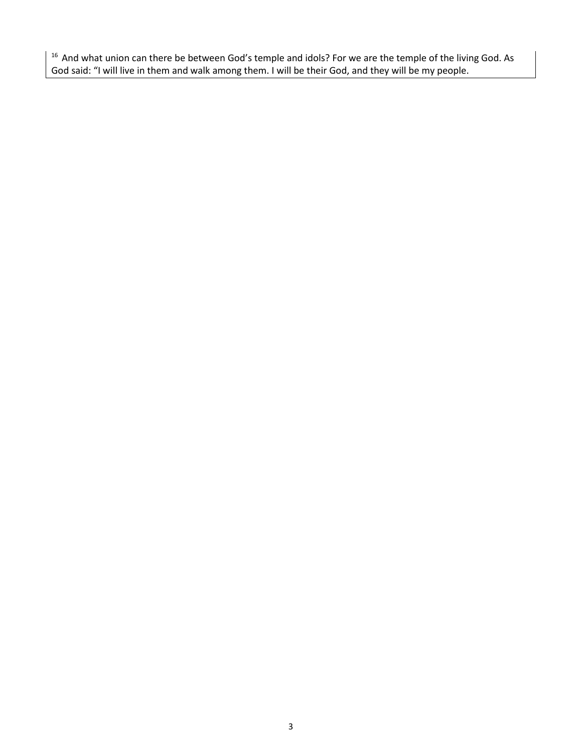[16] And what union can there be between God's temple and idols? For we are the temple of the living God. As God said: "I will live in them and walk among them. I will be their God, and they will be my people.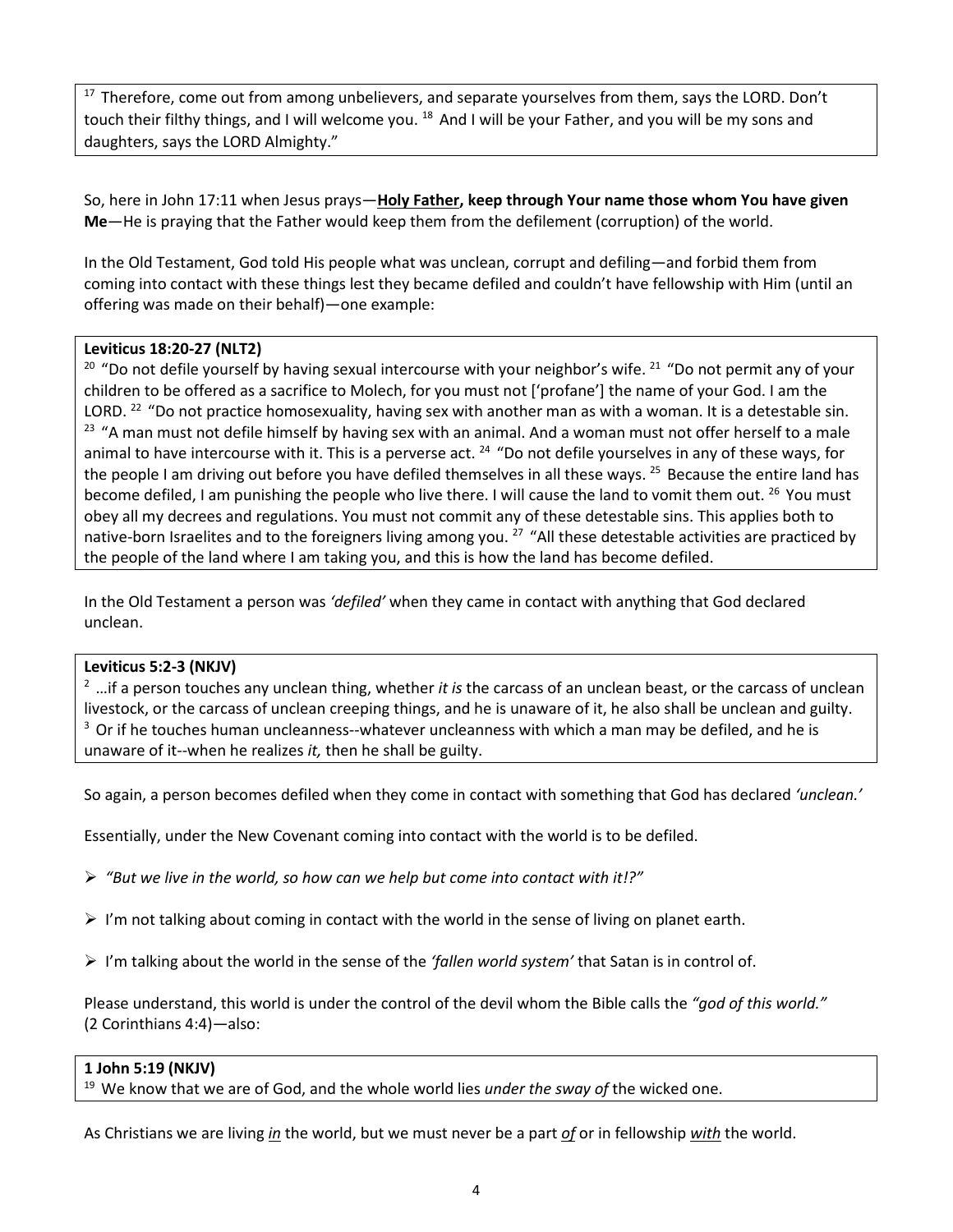[17] Therefore, come out from among unbelievers, and separate yourselves from them, says the LORD. Don't touch their filthy things, and I will welcome you. [18] And I will be your Father, and you will be my sons and daughters, says the LORD Almighty."

So, here in John 17:11 when Jesus prays—**<u>Holy Father</u>, keep through Your name those whom You have given Me**—He is praying that the Father would keep them from the defilement (corruption) of the world.

In the Old Testament, God told His people what was unclean, corrupt and defiling—and forbid them from coming into contact with these things lest they became defiled and couldn't have fellowship with Him (until an offering was made on their behalf)—one example:

**Leviticus 18:20-27 (NLT2)**
[20] "Do not defile yourself by having sexual intercourse with your neighbor's wife. [21] "Do not permit any of your children to be offered as a sacrifice to Molech, for you must not ['profane'] the name of your God. I am the LORD. [22] "Do not practice homosexuality, having sex with another man as with a woman. It is a detestable sin. [23] "A man must not defile himself by having sex with an animal. And a woman must not offer herself to a male animal to have intercourse with it. This is a perverse act. [24] "Do not defile yourselves in any of these ways, for the people I am driving out before you have defiled themselves in all these ways. [25] Because the entire land has become defiled, I am punishing the people who live there. I will cause the land to vomit them out. [26] You must obey all my decrees and regulations. You must not commit any of these detestable sins. This applies both to native-born Israelites and to the foreigners living among you. [27] "All these detestable activities are practiced by the people of the land where I am taking you, and this is how the land has become defiled.

In the Old Testament a person was *'defiled'* when they came in contact with anything that God declared unclean.

**Leviticus 5:2-3 (NKJV)**
[2] …if a person touches any unclean thing, whether *it is* the carcass of an unclean beast, or the carcass of unclean livestock, or the carcass of unclean creeping things, and he is unaware of it, he also shall be unclean and guilty. [3] Or if he touches human uncleanness--whatever uncleanness with which a man may be defiled, and he is unaware of it--when he realizes *it,* then he shall be guilty.

So again, a person becomes defiled when they come in contact with something that God has declared *'unclean.'*

Essentially, under the New Covenant coming into contact with the world is to be defiled.

- *"But we live in the world, so how can we help but come into contact with it!?"*
- I'm not talking about coming in contact with the world in the sense of living on planet earth.
- I'm talking about the world in the sense of the *'fallen world system'* that Satan is in control of.

Please understand, this world is under the control of the devil whom the Bible calls the *"god of this world."* (2 Corinthians 4:4)—also:

**1 John 5:19 (NKJV)**
[19] We know that we are of God, and the whole world lies *under the sway of* the wicked one.

As Christians we are living ***<u>in</u>*** the world, but we must never be a part ***<u>of</u>*** or in fellowship ***<u>with</u>*** the world.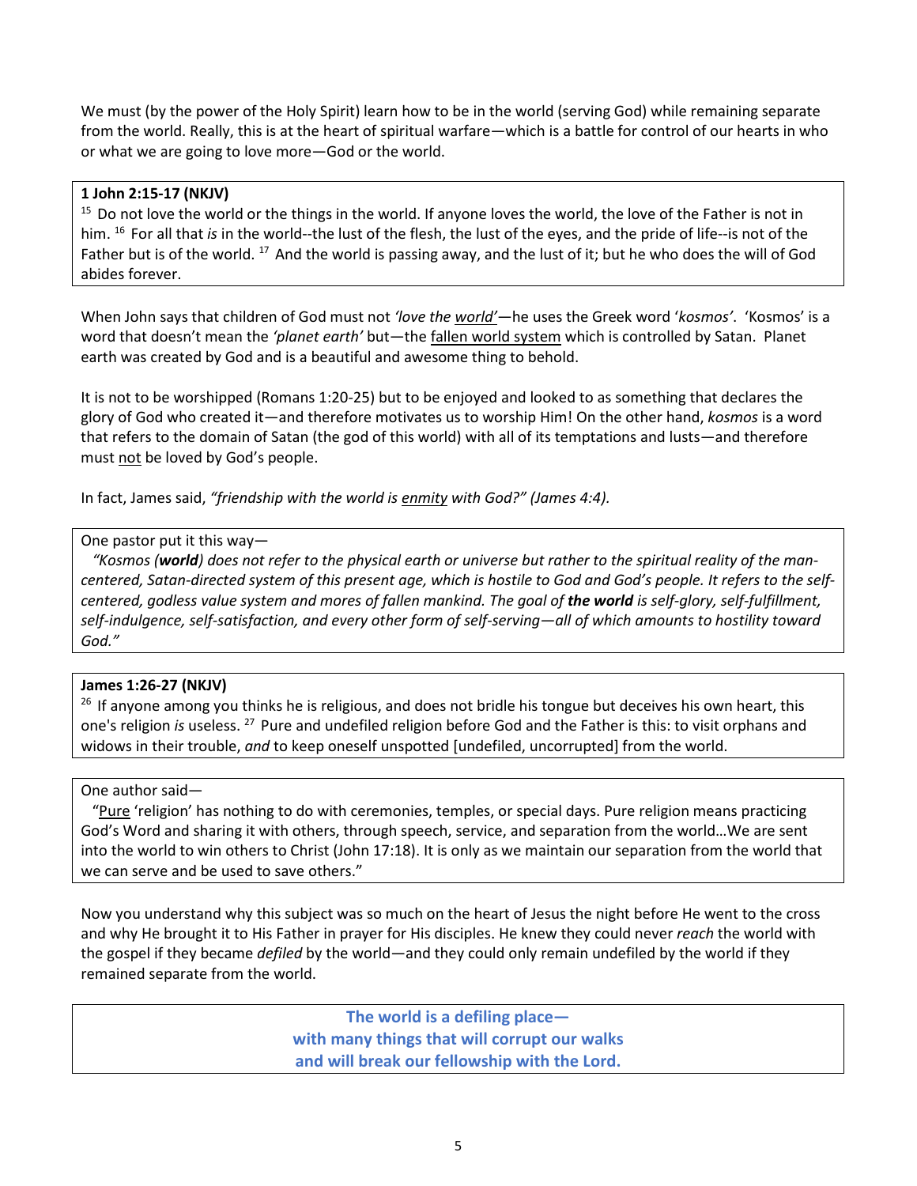We must (by the power of the Holy Spirit) learn how to be in the world (serving God) while remaining separate from the world. Really, this is at the heart of spiritual warfare—which is a battle for control of our hearts in who or what we are going to love more—God or the world.

**1 John 2:15-17 (NKJV)**

[15] Do not love the world or the things in the world. If anyone loves the world, the love of the Father is not in him. [16] For all that *is* in the world--the lust of the flesh, the lust of the eyes, and the pride of life--is not of the Father but is of the world. [17] And the world is passing away, and the lust of it; but he who does the will of God abides forever.

When John says that children of God must not *'love the world'*—he uses the Greek word '*kosmos*'. 'Kosmos' is a word that doesn't mean the *'planet earth'* but—the fallen world system which is controlled by Satan. Planet earth was created by God and is a beautiful and awesome thing to behold.

It is not to be worshipped (Romans 1:20-25) but to be enjoyed and looked to as something that declares the glory of God who created it—and therefore motivates us to worship Him! On the other hand, *kosmos* is a word that refers to the domain of Satan (the god of this world) with all of its temptations and lusts—and therefore must not be loved by God's people.

In fact, James said, *"friendship with the world is enmity with God?" (James 4:4).*

One pastor put it this way—

*"Kosmos (**world**) does not refer to the physical earth or universe but rather to the spiritual reality of the man-centered, Satan-directed system of this present age, which is hostile to God and God's people. It refers to the self-centered, godless value system and mores of fallen mankind. The goal of **the world** is self-glory, self-fulfillment, self-indulgence, self-satisfaction, and every other form of self-serving—all of which amounts to hostility toward God."*

**James 1:26-27 (NKJV)**

[26] If anyone among you thinks he is religious, and does not bridle his tongue but deceives his own heart, this one's religion *is* useless. [27] Pure and undefiled religion before God and the Father is this: to visit orphans and widows in their trouble, *and* to keep oneself unspotted [undefiled, uncorrupted] from the world.

One author said—

"Pure 'religion' has nothing to do with ceremonies, temples, or special days. Pure religion means practicing God's Word and sharing it with others, through speech, service, and separation from the world…We are sent into the world to win others to Christ (John 17:18). It is only as we maintain our separation from the world that we can serve and be used to save others."

Now you understand why this subject was so much on the heart of Jesus the night before He went to the cross and why He brought it to His Father in prayer for His disciples. He knew they could never *reach* the world with the gospel if they became *defiled* by the world—and they could only remain undefiled by the world if they remained separate from the world.

**The world is a defiling place—
with many things that will corrupt our walks
and will break our fellowship with the Lord.**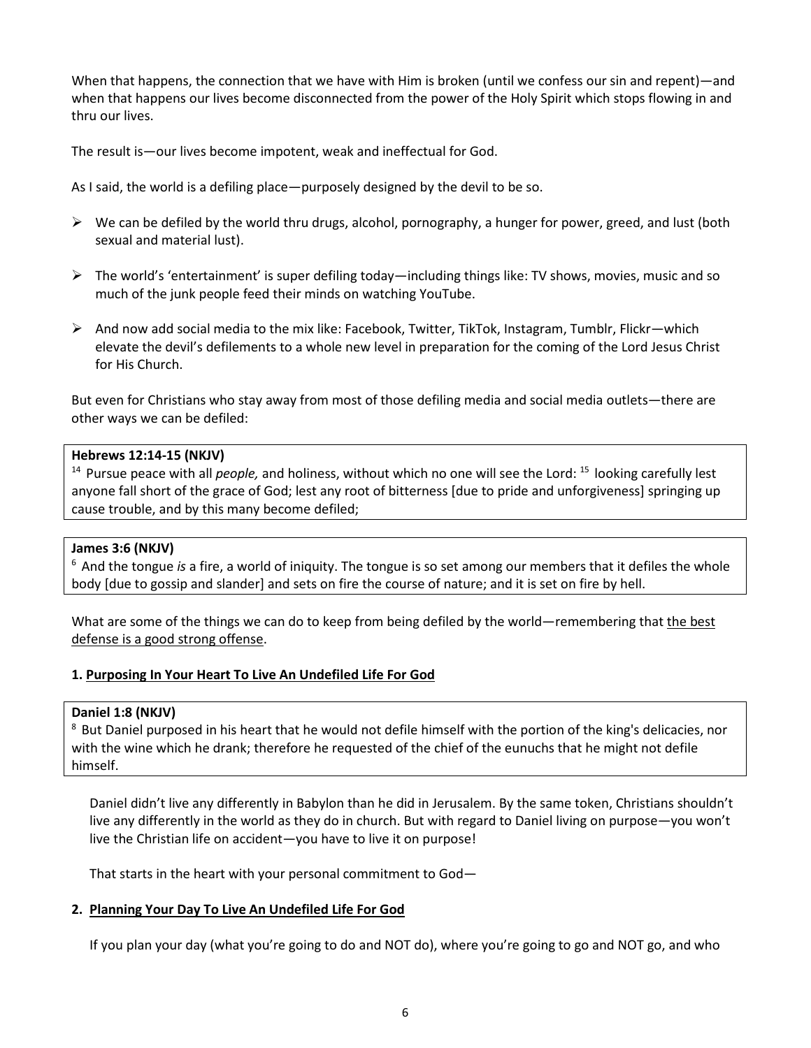When that happens, the connection that we have with Him is broken (until we confess our sin and repent)—and when that happens our lives become disconnected from the power of the Holy Spirit which stops flowing in and thru our lives.

The result is—our lives become impotent, weak and ineffectual for God.

As I said, the world is a defiling place—purposely designed by the devil to be so.

- We can be defiled by the world thru drugs, alcohol, pornography, a hunger for power, greed, and lust (both sexual and material lust).
- The world's 'entertainment' is super defiling today—including things like: TV shows, movies, music and so much of the junk people feed their minds on watching YouTube.
- And now add social media to the mix like: Facebook, Twitter, TikTok, Instagram, Tumblr, Flickr—which elevate the devil's defilements to a whole new level in preparation for the coming of the Lord Jesus Christ for His Church.

But even for Christians who stay away from most of those defiling media and social media outlets—there are other ways we can be defiled:

> **Hebrews 12:14-15 (NKJV)**
> [14] Pursue peace with all *people,* and holiness, without which no one will see the Lord: [15] looking carefully lest anyone fall short of the grace of God; lest any root of bitterness [due to pride and unforgiveness] springing up cause trouble, and by this many become defiled;

> **James 3:6 (NKJV)**
> [6] And the tongue *is* a fire, a world of iniquity. The tongue is so set among our members that it defiles the whole body [due to gossip and slander] and sets on fire the course of nature; and it is set on fire by hell.

What are some of the things we can do to keep from being defiled by the world—remembering that <u>the best defense is a good strong offense</u>.

**1. <u>Purposing In Your Heart To Live An Undefiled Life For God</u>**

> **Daniel 1:8 (NKJV)**
> [8] But Daniel purposed in his heart that he would not defile himself with the portion of the king's delicacies, nor with the wine which he drank; therefore he requested of the chief of the eunuchs that he might not defile himself.

Daniel didn't live any differently in Babylon than he did in Jerusalem. By the same token, Christians shouldn't live any differently in the world as they do in church. But with regard to Daniel living on purpose—you won't live the Christian life on accident—you have to live it on purpose!

That starts in the heart with your personal commitment to God—

**2. <u>Planning Your Day To Live An Undefiled Life For God</u>**

If you plan your day (what you're going to do and NOT do), where you're going to go and NOT go, and who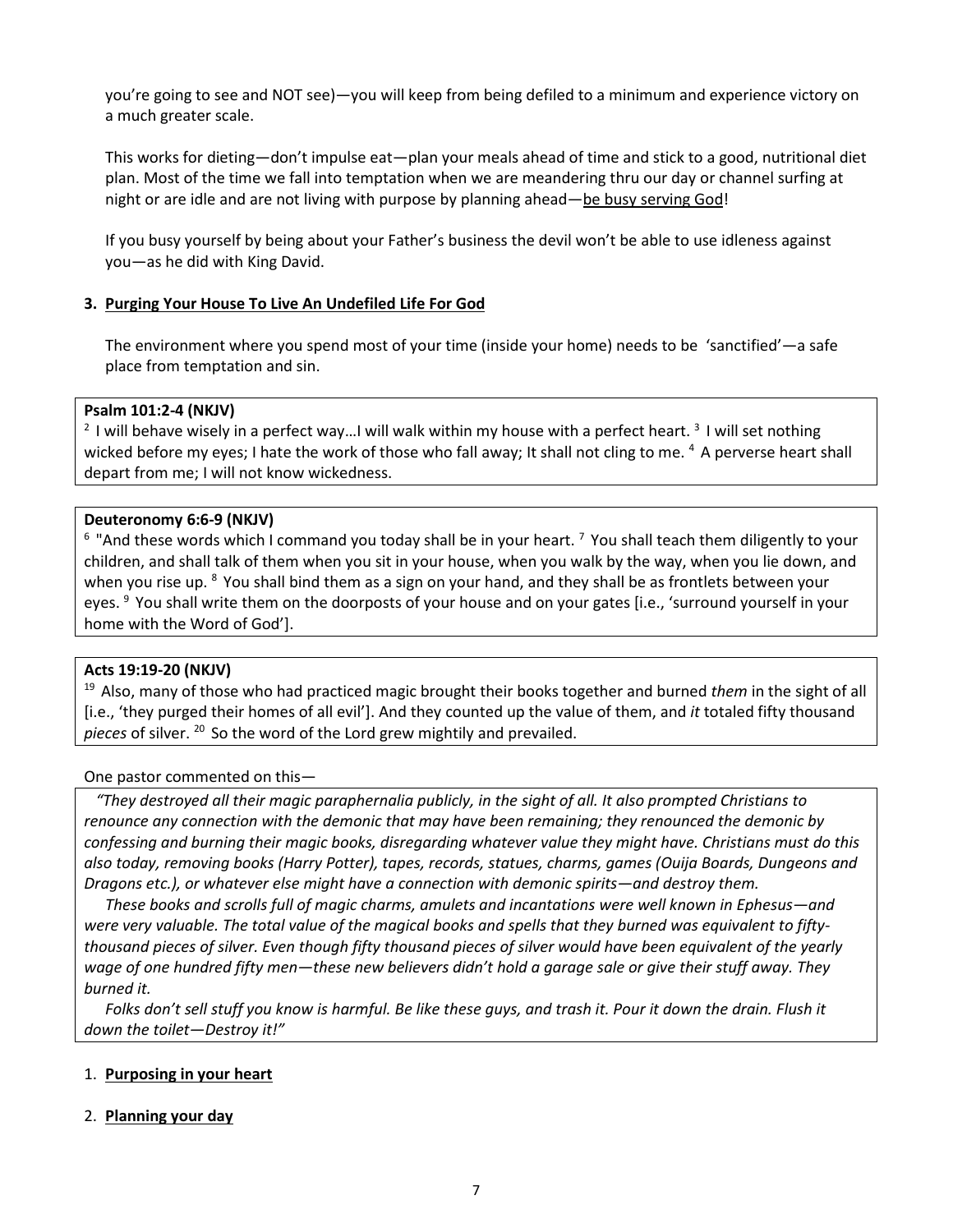you're going to see and NOT see)—you will keep from being defiled to a minimum and experience victory on a much greater scale.

This works for dieting—don't impulse eat—plan your meals ahead of time and stick to a good, nutritional diet plan. Most of the time we fall into temptation when we are meandering thru our day or channel surfing at night or are idle and are not living with purpose by planning ahead—<u>be busy serving God</u>!

If you busy yourself by being about your Father's business the devil won't be able to use idleness against you—as he did with King David.

**3. <u>Purging Your House To Live An Undefiled Life For God</u>**

The environment where you spend most of your time (inside your home) needs to be 'sanctified'—a safe place from temptation and sin.

**Psalm 101:2-4 (NKJV)**

[2] I will behave wisely in a perfect way…I will walk within my house with a perfect heart. [3] I will set nothing wicked before my eyes; I hate the work of those who fall away; It shall not cling to me. [4] A perverse heart shall depart from me; I will not know wickedness.

**Deuteronomy 6:6-9 (NKJV)**

[6] "And these words which I command you today shall be in your heart. [7] You shall teach them diligently to your children, and shall talk of them when you sit in your house, when you walk by the way, when you lie down, and when you rise up. [8] You shall bind them as a sign on your hand, and they shall be as frontlets between your eyes. [9] You shall write them on the doorposts of your house and on your gates [i.e., 'surround yourself in your home with the Word of God'].

**Acts 19:19-20 (NKJV)**

[19] Also, many of those who had practiced magic brought their books together and burned *them* in the sight of all [i.e., 'they purged their homes of all evil']. And they counted up the value of them, and *it* totaled fifty thousand *pieces* of silver. [20] So the word of the Lord grew mightily and prevailed.

One pastor commented on this—

*"They destroyed all their magic paraphernalia publicly, in the sight of all. It also prompted Christians to renounce any connection with the demonic that may have been remaining; they renounced the demonic by confessing and burning their magic books, disregarding whatever value they might have. Christians must do this also today, removing books (Harry Potter), tapes, records, statues, charms, games (Ouija Boards, Dungeons and Dragons etc.), or whatever else might have a connection with demonic spirits—and destroy them.*

*These books and scrolls full of magic charms, amulets and incantations were well known in Ephesus—and were very valuable. The total value of the magical books and spells that they burned was equivalent to fifty-thousand pieces of silver. Even though fifty thousand pieces of silver would have been equivalent of the yearly wage of one hundred fifty men—these new believers didn't hold a garage sale or give their stuff away. They burned it.*

*Folks don't sell stuff you know is harmful. Be like these guys, and trash it. Pour it down the drain. Flush it down the toilet—Destroy it!"*

1. **<u>Purposing in your heart</u>**

2. **<u>Planning your day</u>**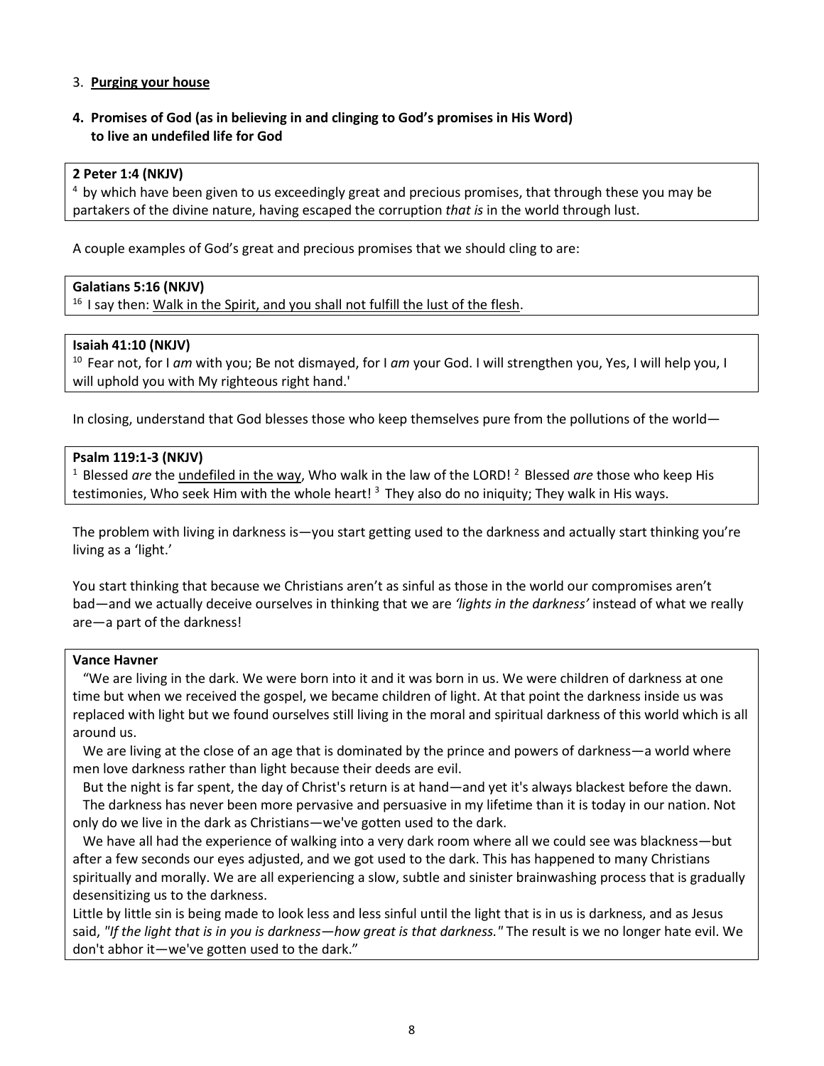3. <u>**Purging your house**</u>

**4. Promises of God (as in believing in and clinging to God's promises in His Word) to live an undefiled life for God**

**2 Peter 1:4 (NKJV)**
[4] by which have been given to us exceedingly great and precious promises, that through these you may be partakers of the divine nature, having escaped the corruption *that is* in the world through lust.

A couple examples of God's great and precious promises that we should cling to are:

**Galatians 5:16 (NKJV)**
[16] I say then: <u>Walk in the Spirit, and you shall not fulfill the lust of the flesh</u>.

**Isaiah 41:10 (NKJV)**
[10] Fear not, for I *am* with you; Be not dismayed, for I *am* your God. I will strengthen you, Yes, I will help you, I will uphold you with My righteous right hand.'

In closing, understand that God blesses those who keep themselves pure from the pollutions of the world—

**Psalm 119:1-3 (NKJV)**
[1] Blessed *are* the <u>undefiled in the way</u>, Who walk in the law of the LORD! [2] Blessed *are* those who keep His testimonies, Who seek Him with the whole heart! [3] They also do no iniquity; They walk in His ways.

The problem with living in darkness is—you start getting used to the darkness and actually start thinking you're living as a 'light.'

You start thinking that because we Christians aren't as sinful as those in the world our compromises aren't bad—and we actually deceive ourselves in thinking that we are *'lights in the darkness'* instead of what we really are—a part of the darkness!

**Vance Havner**

"We are living in the dark. We were born into it and it was born in us. We were children of darkness at one time but when we received the gospel, we became children of light. At that point the darkness inside us was replaced with light but we found ourselves still living in the moral and spiritual darkness of this world which is all around us.

We are living at the close of an age that is dominated by the prince and powers of darkness—a world where men love darkness rather than light because their deeds are evil.

But the night is far spent, the day of Christ's return is at hand—and yet it's always blackest before the dawn.

The darkness has never been more pervasive and persuasive in my lifetime than it is today in our nation. Not only do we live in the dark as Christians—we've gotten used to the dark.

We have all had the experience of walking into a very dark room where all we could see was blackness—but after a few seconds our eyes adjusted, and we got used to the dark. This has happened to many Christians spiritually and morally. We are all experiencing a slow, subtle and sinister brainwashing process that is gradually desensitizing us to the darkness.

Little by little sin is being made to look less and less sinful until the light that is in us is darkness, and as Jesus said, *"If the light that is in you is darkness—how great is that darkness."* The result is we no longer hate evil. We don't abhor it—we've gotten used to the dark."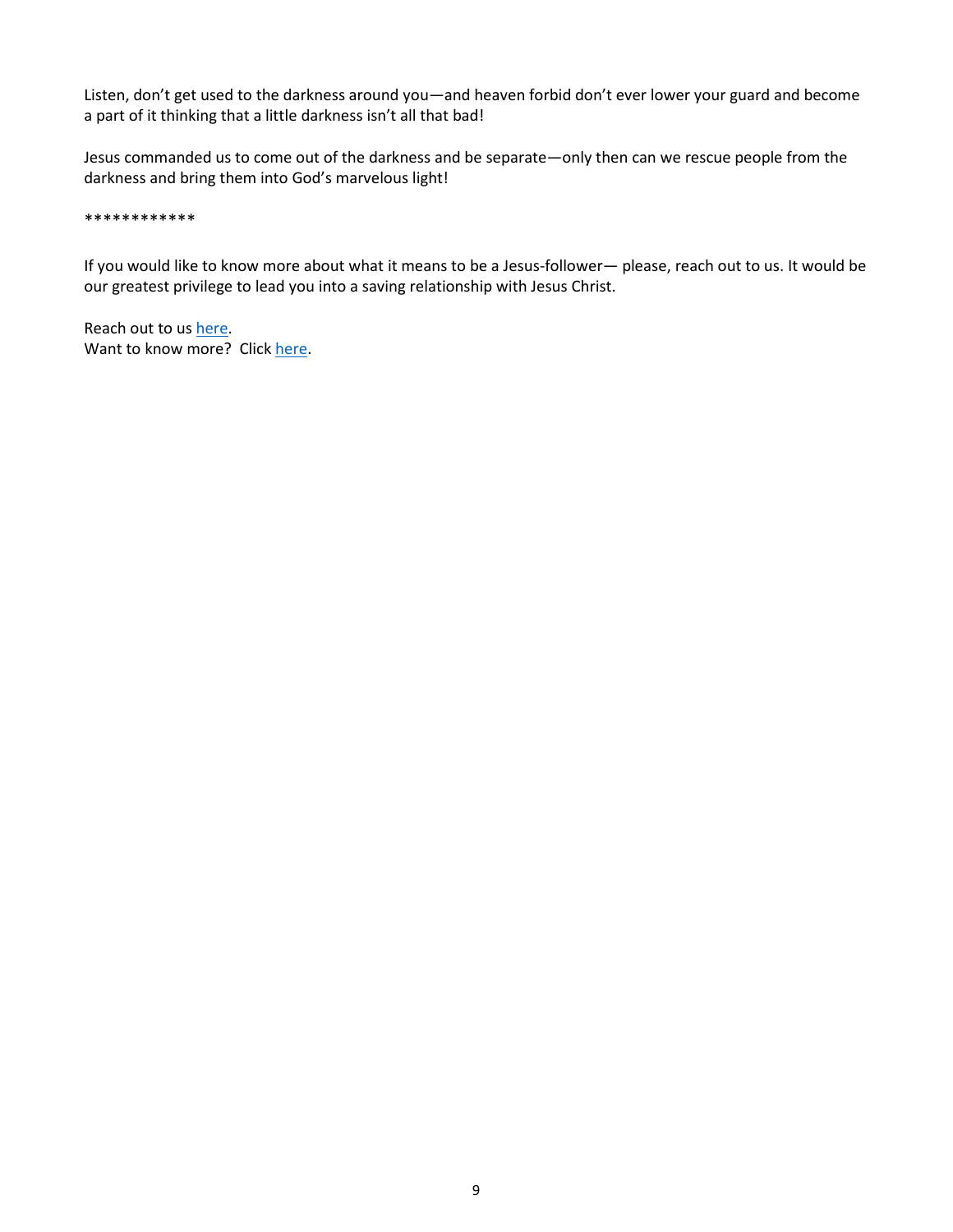Listen, don't get used to the darkness around you—and heaven forbid don't ever lower your guard and become a part of it thinking that a little darkness isn't all that bad!

Jesus commanded us to come out of the darkness and be separate—only then can we rescue people from the darkness and bring them into God's marvelous light!

************

If you would like to know more about what it means to be a Jesus-follower— please, reach out to us. It would be our greatest privilege to lead you into a saving relationship with Jesus Christ.

Reach out to us here.
Want to know more? Click here.